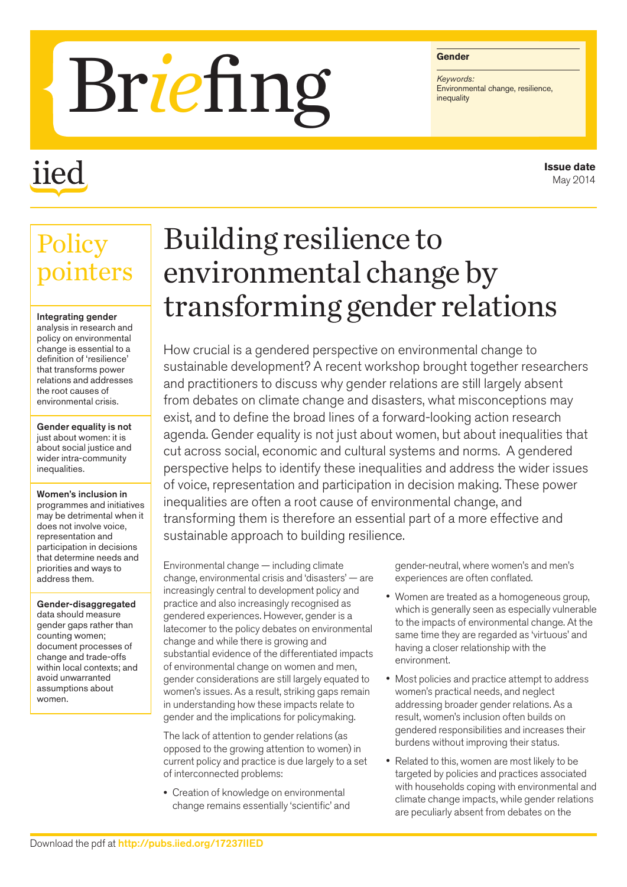# Briefing

**Gender**

*Keywords:*
Environmental change, resilience, inequality

iied

**Issue date**
May 2014

## Policy pointers

**Integrating gender** analysis in research and policy on environmental change is essential to a definition of 'resilience' that transforms power relations and addresses the root causes of environmental crisis.

**Gender equality is not** just about women: it is about social justice and wider intra-community inequalities.

**Women's inclusion in** programmes and initiatives may be detrimental when it does not involve voice, representation and participation in decisions that determine needs and priorities and ways to address them.

**Gender-disaggregated** data should measure gender gaps rather than counting women; document processes of change and trade-offs within local contexts; and avoid unwarranted assumptions about women.

# Building resilience to environmental change by transforming gender relations

How crucial is a gendered perspective on environmental change to sustainable development? A recent workshop brought together researchers and practitioners to discuss why gender relations are still largely absent from debates on climate change and disasters, what misconceptions may exist, and to define the broad lines of a forward-looking action research agenda. Gender equality is not just about women, but about inequalities that cut across social, economic and cultural systems and norms. A gendered perspective helps to identify these inequalities and address the wider issues of voice, representation and participation in decision making. These power inequalities are often a root cause of environmental change, and transforming them is therefore an essential part of a more effective and sustainable approach to building resilience.

Environmental change — including climate change, environmental crisis and 'disasters' — are increasingly central to development policy and practice and also increasingly recognised as gendered experiences. However, gender is a latecomer to the policy debates on environmental change and while there is growing and substantial evidence of the differentiated impacts of environmental change on women and men, gender considerations are still largely equated to women's issues. As a result, striking gaps remain in understanding how these impacts relate to gender and the implications for policymaking.

The lack of attention to gender relations (as opposed to the growing attention to women) in current policy and practice is due largely to a set of interconnected problems:

- Creation of knowledge on environmental change remains essentially 'scientific' and gender-neutral, where women's and men's experiences are often conflated.
- Women are treated as a homogeneous group, which is generally seen as especially vulnerable to the impacts of environmental change. At the same time they are regarded as 'virtuous' and having a closer relationship with the environment.
- Most policies and practice attempt to address women's practical needs, and neglect addressing broader gender relations. As a result, women's inclusion often builds on gendered responsibilities and increases their burdens without improving their status.
- Related to this, women are most likely to be targeted by policies and practices associated with households coping with environmental and climate change impacts, while gender relations are peculiarly absent from debates on the

Download the pdf at http://pubs.iied.org/17237IIED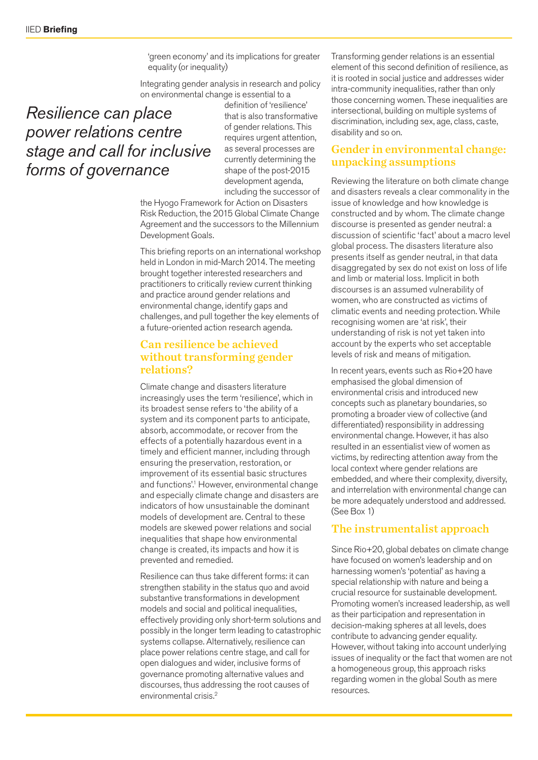'green economy' and its implications for greater equality (or inequality)

Integrating gender analysis in research and policy on environmental change is essential to a definition of 'resilience' that is also transformative of gender relations. This requires urgent attention, as several processes are currently determining the shape of the post-2015 development agenda, including the successor of the Hyogo Framework for Action on Disasters Risk Reduction, the 2015 Global Climate Change Agreement and the successors to the Millennium Development Goals.

*Resilience can place power relations centre stage and call for inclusive forms of governance*

This briefing reports on an international workshop held in London in mid-March 2014. The meeting brought together interested researchers and practitioners to critically review current thinking and practice around gender relations and environmental change, identify gaps and challenges, and pull together the key elements of a future-oriented action research agenda.

## Can resilience be achieved without transforming gender relations?

Climate change and disasters literature increasingly uses the term 'resilience', which in its broadest sense refers to 'the ability of a system and its component parts to anticipate, absorb, accommodate, or recover from the effects of a potentially hazardous event in a timely and efficient manner, including through ensuring the preservation, restoration, or improvement of its essential basic structures and functions'.[1] However, environmental change and especially climate change and disasters are indicators of how unsustainable the dominant models of development are. Central to these models are skewed power relations and social inequalities that shape how environmental change is created, its impacts and how it is prevented and remedied.

Resilience can thus take different forms: it can strengthen stability in the status quo and avoid substantive transformations in development models and social and political inequalities, effectively providing only short-term solutions and possibly in the longer term leading to catastrophic systems collapse. Alternatively, resilience can place power relations centre stage, and call for open dialogues and wider, inclusive forms of governance promoting alternative values and discourses, thus addressing the root causes of environmental crisis.[2]

Transforming gender relations is an essential element of this second definition of resilience, as it is rooted in social justice and addresses wider intra-community inequalities, rather than only those concerning women. These inequalities are intersectional, building on multiple systems of discrimination, including sex, age, class, caste, disability and so on.

## Gender in environmental change: unpacking assumptions

Reviewing the literature on both climate change and disasters reveals a clear commonality in the issue of knowledge and how knowledge is constructed and by whom. The climate change discourse is presented as gender neutral: a discussion of scientific 'fact' about a macro level global process. The disasters literature also presents itself as gender neutral, in that data disaggregated by sex do not exist on loss of life and limb or material loss. Implicit in both discourses is an assumed vulnerability of women, who are constructed as victims of climatic events and needing protection. While recognising women are 'at risk', their understanding of risk is not yet taken into account by the experts who set acceptable levels of risk and means of mitigation.

In recent years, events such as Rio+20 have emphasised the global dimension of environmental crisis and introduced new concepts such as planetary boundaries, so promoting a broader view of collective (and differentiated) responsibility in addressing environmental change. However, it has also resulted in an essentialist view of women as victims, by redirecting attention away from the local context where gender relations are embedded, and where their complexity, diversity, and interrelation with environmental change can be more adequately understood and addressed. (See Box 1)

## The instrumentalist approach

Since Rio+20, global debates on climate change have focused on women's leadership and on harnessing women's 'potential' as having a special relationship with nature and being a crucial resource for sustainable development. Promoting women's increased leadership, as well as their participation and representation in decision-making spheres at all levels, does contribute to advancing gender equality. However, without taking into account underlying issues of inequality or the fact that women are not a homogeneous group, this approach risks regarding women in the global South as mere resources.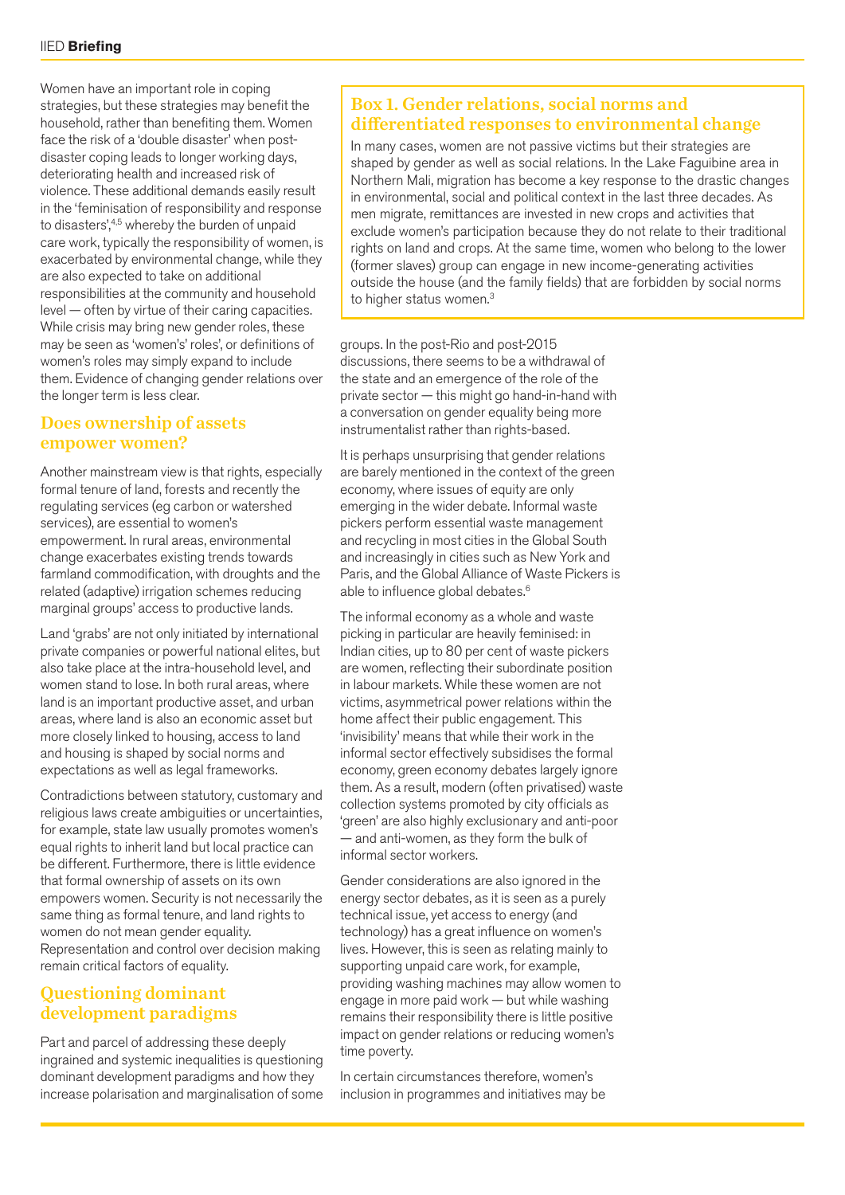Women have an important role in coping strategies, but these strategies may benefit the household, rather than benefiting them. Women face the risk of a 'double disaster' when post-disaster coping leads to longer working days, deteriorating health and increased risk of violence. These additional demands easily result in the 'feminisation of responsibility and response to disasters',[4,5] whereby the burden of unpaid care work, typically the responsibility of women, is exacerbated by environmental change, while they are also expected to take on additional responsibilities at the community and household level — often by virtue of their caring capacities. While crisis may bring new gender roles, these may be seen as 'women's' roles', or definitions of women's roles may simply expand to include them. Evidence of changing gender relations over the longer term is less clear.

## Does ownership of assets empower women?

Another mainstream view is that rights, especially formal tenure of land, forests and recently the regulating services (eg carbon or watershed services), are essential to women's empowerment. In rural areas, environmental change exacerbates existing trends towards farmland commodification, with droughts and the related (adaptive) irrigation schemes reducing marginal groups' access to productive lands.

Land 'grabs' are not only initiated by international private companies or powerful national elites, but also take place at the intra-household level, and women stand to lose. In both rural areas, where land is an important productive asset, and urban areas, where land is also an economic asset but more closely linked to housing, access to land and housing is shaped by social norms and expectations as well as legal frameworks.

Contradictions between statutory, customary and religious laws create ambiguities or uncertainties, for example, state law usually promotes women's equal rights to inherit land but local practice can be different. Furthermore, there is little evidence that formal ownership of assets on its own empowers women. Security is not necessarily the same thing as formal tenure, and land rights to women do not mean gender equality. Representation and control over decision making remain critical factors of equality.

## Questioning dominant development paradigms

Part and parcel of addressing these deeply ingrained and systemic inequalities is questioning dominant development paradigms and how they increase polarisation and marginalisation of some groups. In the post-Rio and post-2015 discussions, there seems to be a withdrawal of the state and an emergence of the role of the private sector — this might go hand-in-hand with a conversation on gender equality being more instrumentalist rather than rights-based.

It is perhaps unsurprising that gender relations are barely mentioned in the context of the green economy, where issues of equity are only emerging in the wider debate. Informal waste pickers perform essential waste management and recycling in most cities in the Global South and increasingly in cities such as New York and Paris, and the Global Alliance of Waste Pickers is able to influence global debates.[6]

The informal economy as a whole and waste picking in particular are heavily feminised: in Indian cities, up to 80 per cent of waste pickers are women, reflecting their subordinate position in labour markets. While these women are not victims, asymmetrical power relations within the home affect their public engagement. This 'invisibility' means that while their work in the informal sector effectively subsidises the formal economy, green economy debates largely ignore them. As a result, modern (often privatised) waste collection systems promoted by city officials as 'green' are also highly exclusionary and anti-poor — and anti-women, as they form the bulk of informal sector workers.

Gender considerations are also ignored in the energy sector debates, as it is seen as a purely technical issue, yet access to energy (and technology) has a great influence on women's lives. However, this is seen as relating mainly to supporting unpaid care work, for example, providing washing machines may allow women to engage in more paid work — but while washing remains their responsibility there is little positive impact on gender relations or reducing women's time poverty.

In certain circumstances therefore, women's inclusion in programmes and initiatives may be

### Box 1. Gender relations, social norms and differentiated responses to environmental change

In many cases, women are not passive victims but their strategies are shaped by gender as well as social relations. In the Lake Faguibine area in Northern Mali, migration has become a key response to the drastic changes in environmental, social and political context in the last three decades. As men migrate, remittances are invested in new crops and activities that exclude women's participation because they do not relate to their traditional rights on land and crops. At the same time, women who belong to the lower (former slaves) group can engage in new income-generating activities outside the house (and the family fields) that are forbidden by social norms to higher status women.[3]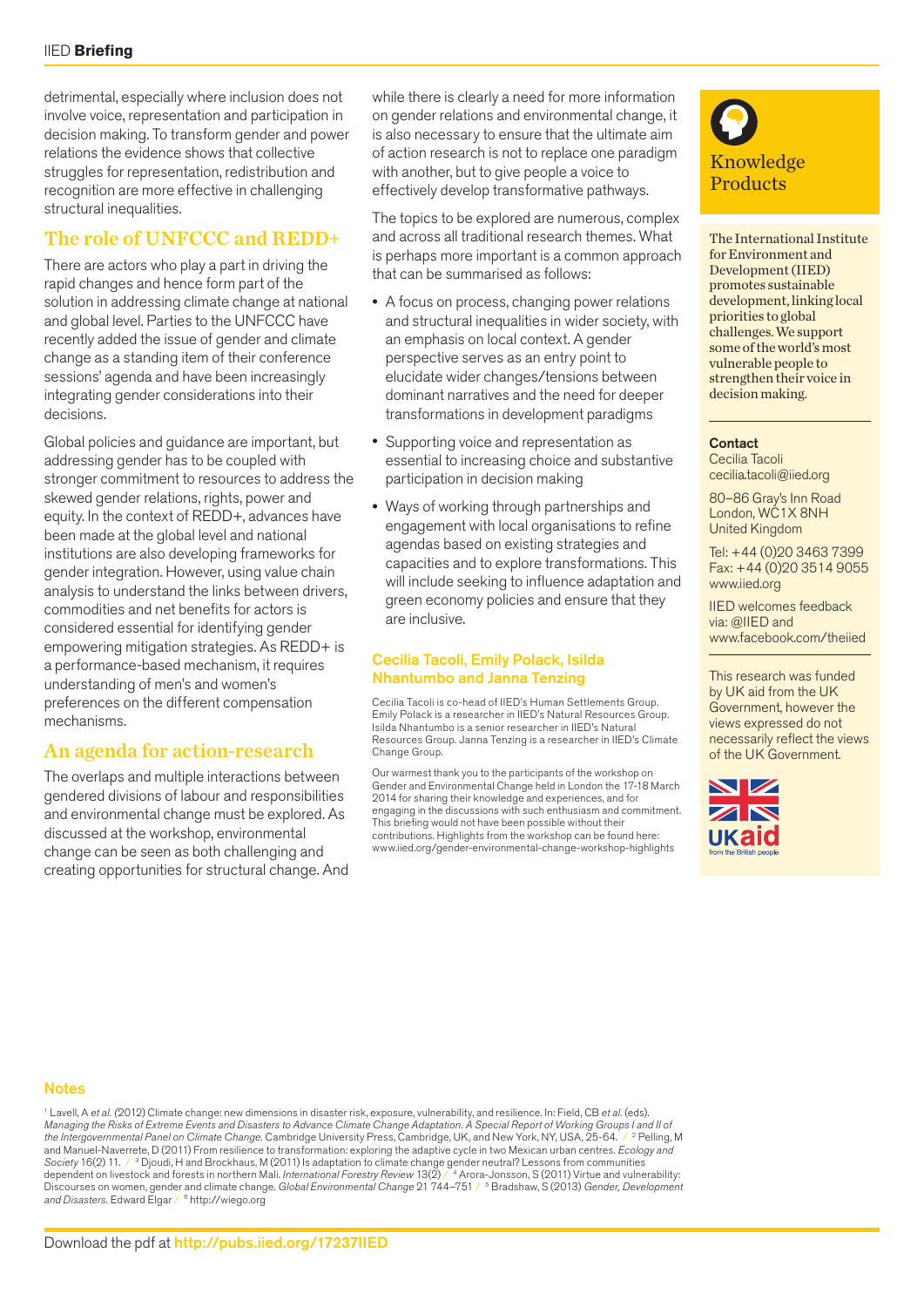detrimental, especially where inclusion does not involve voice, representation and participation in decision making. To transform gender and power relations the evidence shows that collective struggles for representation, redistribution and recognition are more effective in challenging structural inequalities.

## The role of UNFCCC and REDD+

There are actors who play a part in driving the rapid changes and hence form part of the solution in addressing climate change at national and global level. Parties to the UNFCCC have recently added the issue of gender and climate change as a standing item of their conference sessions' agenda and have been increasingly integrating gender considerations into their decisions.

Global policies and guidance are important, but addressing gender has to be coupled with stronger commitment to resources to address the skewed gender relations, rights, power and equity. In the context of REDD+, advances have been made at the global level and national institutions are also developing frameworks for gender integration. However, using value chain analysis to understand the links between drivers, commodities and net benefits for actors is considered essential for identifying gender empowering mitigation strategies. As REDD+ is a performance-based mechanism, it requires understanding of men's and women's preferences on the different compensation mechanisms.

## An agenda for action-research

The overlaps and multiple interactions between gendered divisions of labour and responsibilities and environmental change must be explored. As discussed at the workshop, environmental change can be seen as both challenging and creating opportunities for structural change. And while there is clearly a need for more information on gender relations and environmental change, it is also necessary to ensure that the ultimate aim of action research is not to replace one paradigm with another, but to give people a voice to effectively develop transformative pathways.

The topics to be explored are numerous, complex and across all traditional research themes. What is perhaps more important is a common approach that can be summarised as follows:

- A focus on process, changing power relations and structural inequalities in wider society, with an emphasis on local context. A gender perspective serves as an entry point to elucidate wider changes/tensions between dominant narratives and the need for deeper transformations in development paradigms
- Supporting voice and representation as essential to increasing choice and substantive participation in decision making
- Ways of working through partnerships and engagement with local organisations to refine agendas based on existing strategies and capacities and to explore transformations. This will include seeking to influence adaptation and green economy policies and ensure that they are inclusive.

**Cecilia Tacoli, Emily Polack, Isilda Nhantumbo and Janna Tenzing**

Cecilia Tacoli is co-head of IIED's Human Settlements Group. Emily Polack is a researcher in IIED's Natural Resources Group. Isilda Nhantumbo is a senior researcher in IIED's Natural Resources Group. Janna Tenzing is a researcher in IIED's Climate Change Group.

Our warmest thank you to the participants of the workshop on Gender and Environmental Change held in London the 17-18 March 2014 for sharing their knowledge and experiences, and for engaging in the discussions with such enthusiasm and commitment. This briefing would not have been possible without their contributions. Highlights from the workshop can be found here: www.iied.org/gender-environmental-change-workshop-highlights

## Knowledge Products

The International Institute for Environment and Development (IIED) promotes sustainable development, linking local priorities to global challenges. We support some of the world's most vulnerable people to strengthen their voice in decision making.

**Contact**
Cecilia Tacoli
cecilia.tacoli@iied.org

80–86 Gray's Inn Road
London, WC1X 8NH
United Kingdom

Tel: +44 (0)20 3463 7399
Fax: +44 (0)20 3514 9055
www.iied.org

IIED welcomes feedback via: @IIED and www.facebook.com/theiied

This research was funded by UK aid from the UK Government, however the views expressed do not necessarily reflect the views of the UK Government.

UKaid from the British people

## Notes

[1] Lavell, A *et al.* (2012) Climate change: new dimensions in disaster risk, exposure, vulnerability, and resilience. In: Field, CB *et al.* (eds). *Managing the Risks of Extreme Events and Disasters to Advance Climate Change Adaptation. A Special Report of Working Groups I and II of the Intergovernmental Panel on Climate Change.* Cambridge University Press, Cambridge, UK, and New York, NY, USA, 25-64. / [2] Pelling, M and Manuel-Naverrete, D (2011) From resilience to transformation: exploring the adaptive cycle in two Mexican urban centres. *Ecology and Society* 16(2) 11. / [3] Djoudi, H and Brockhaus, M (2011) Is adaptation to climate change gender neutral? Lessons from communities dependent on livestock and forests in northern Mali. *International Forestry Review* 13(2) / [4] Arora-Jonsson, S (2011) Virtue and vulnerability: Discourses on women, gender and climate change. *Global Environmental Change* 21 744–751 / [5] Bradshaw, S (2013) *Gender, Development and Disasters.* Edward Elgar / [6] http://wiego.org

Download the pdf at http://pubs.iied.org/17237IIED